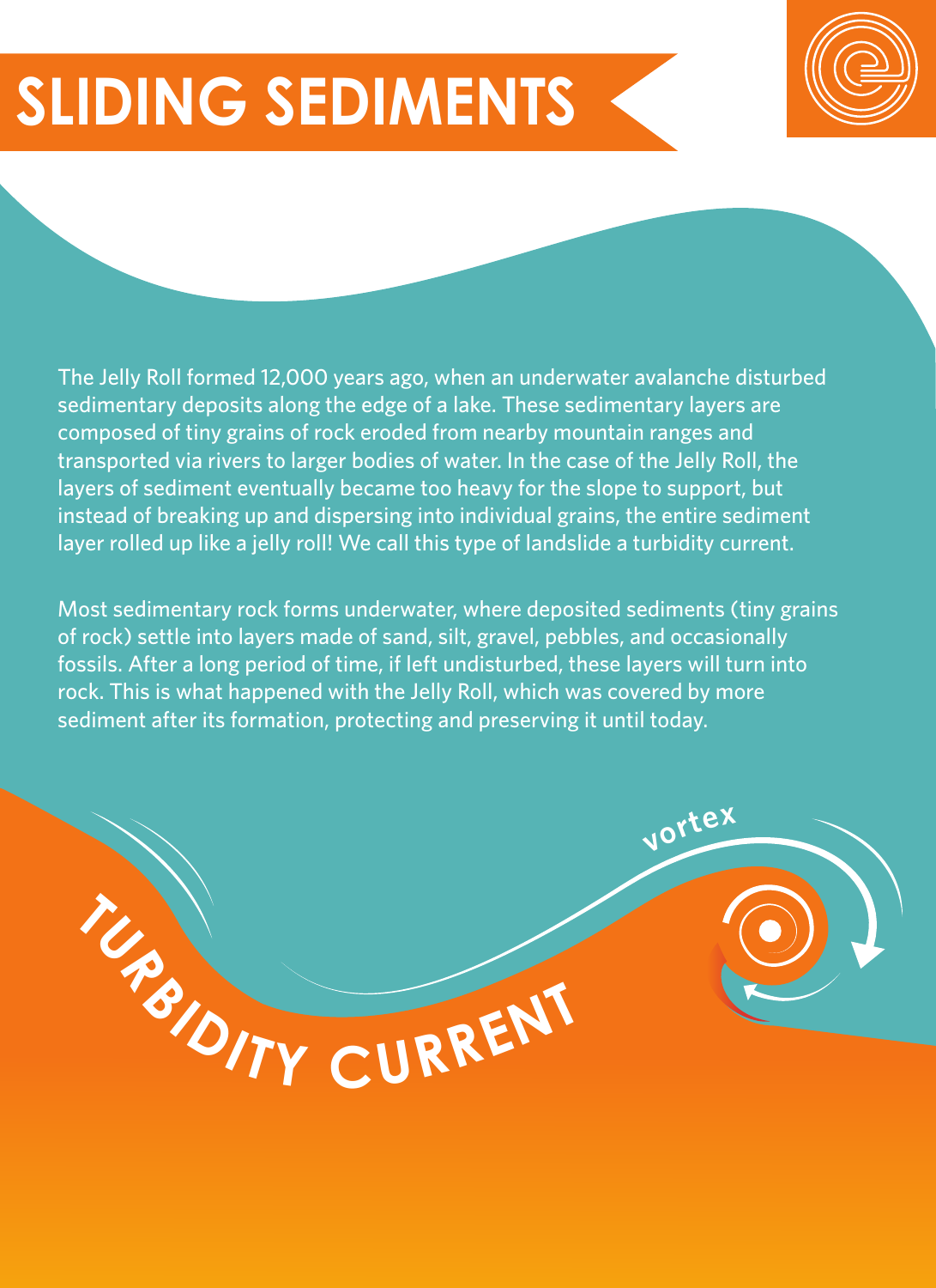# SLIDING SEDIMENTS

The Jelly Roll formed 12,000 years ago, when an underwater avalanche disturbed sedimentary deposits along the edge of a lake. These sedimentary layers are composed of tiny grains of rock eroded from nearby mountain ranges and transported via rivers to larger bodies of water. In the case of the Jelly Roll, the layers of sediment eventually became too heavy for the slope to support, but instead of breaking up and dispersing into individual grains, the entire sediment layer rolled up like a jelly roll! We call this type of landslide a turbidity current.

Most sedimentary rock forms underwater, where deposited sediments (tiny grains of rock) settle into layers made of sand, silt, gravel, pebbles, and occasionally fossils. After a long period of time, if left undisturbed, these layers will turn into rock. This is what happened with the Jelly Roll, which was covered by more sediment after its formation, protecting and preserving it until today.

TURBIDITY CURRENT

vortex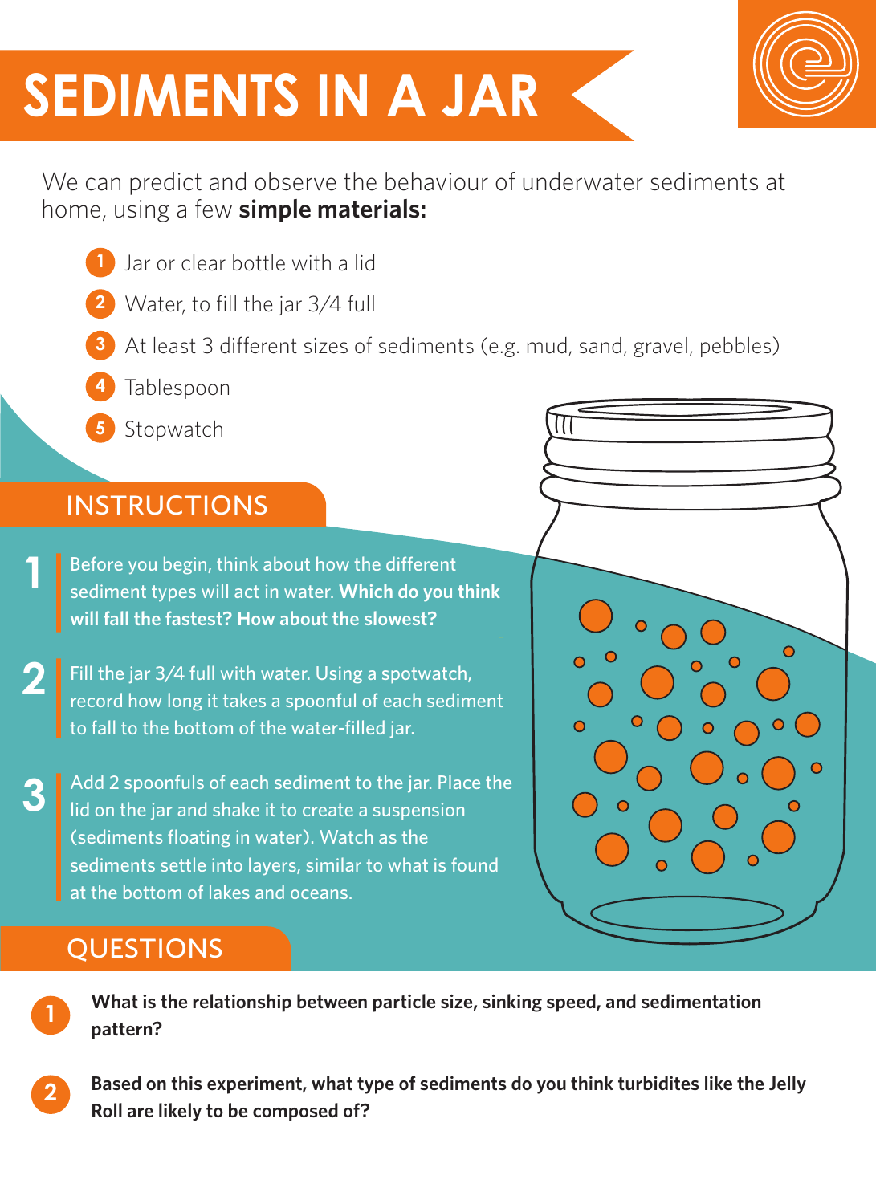# SEDIMENTS IN A JAR

We can predict and observe the behaviour of underwater sediments at home, using a few **simple materials:**

1. Jar or clear bottle with a lid
2. Water, to fill the jar 3/4 full
3. At least 3 different sizes of sediments (e.g. mud, sand, gravel, pebbles)
4. Tablespoon
5. Stopwatch

## INSTRUCTIONS

1. Before you begin, think about how the different sediment types will act in water. **Which do you think will fall the fastest? How about the slowest?**

2. Fill the jar 3/4 full with water. Using a spotwatch, record how long it takes a spoonful of each sediment to fall to the bottom of the water-filled jar.

3. Add 2 spoonfuls of each sediment to the jar. Place the lid on the jar and shake it to create a suspension (sediments floating in water). Watch as the sediments settle into layers, similar to what is found at the bottom of lakes and oceans.

## QUESTIONS

1. **What is the relationship between particle size, sinking speed, and sedimentation pattern?**

2. **Based on this experiment, what type of sediments do you think turbidites like the Jelly Roll are likely to be composed of?**